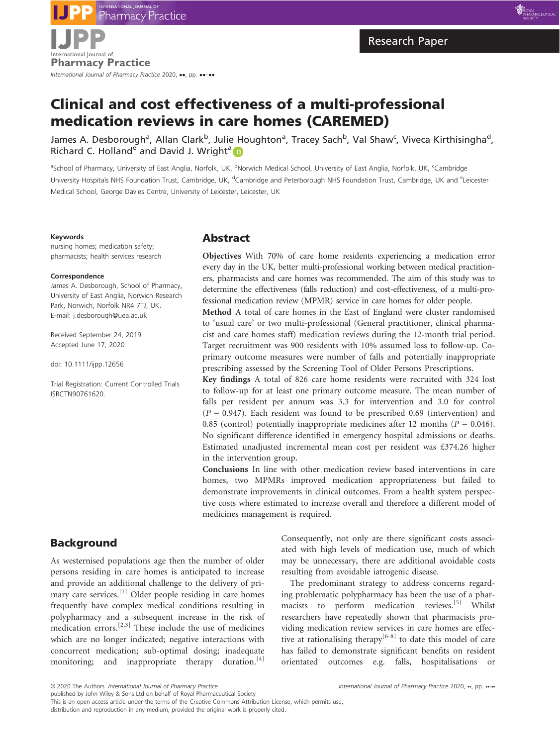Research Paper

# Clinical and cost effectiveness of a multi-professional medication reviews in care homes (CAREMED)

James A. Desborough[a], Allan Clark[b], Julie Houghton[a], Tracey Sach[b], Val Shaw[c], Viveca Kirthisingha[d], Richard C. Holland[e] and David J. Wright[a]

[a]School of Pharmacy, University of East Anglia, Norfolk, UK, [b]Norwich Medical School, University of East Anglia, Norfolk, UK, [c]Cambridge University Hospitals NHS Foundation Trust, Cambridge, UK, [d]Cambridge and Peterborough NHS Foundation Trust, Cambridge, UK and [e]Leicester Medical School, George Davies Centre, University of Leicester, Leicester, UK

**Keywords**
nursing homes; medication safety; pharmacists; health services research

**Correspondence**
James A. Desborough, School of Pharmacy, University of East Anglia, Norwich Research Park, Norwich, Norfolk NR4 7TJ, UK.
E-mail: j.desborough@uea.ac.uk

Received September 24, 2019
Accepted June 17, 2020

doi: 10.1111/ijpp.12656

Trial Registration: Current Controlled Trials ISRCTN90761620.

## Abstract

**Objectives** With 70% of care home residents experiencing a medication error every day in the UK, better multi-professional working between medical practitioners, pharmacists and care homes was recommended. The aim of this study was to determine the effectiveness (falls reduction) and cost-effectiveness, of a multi-professional medication review (MPMR) service in care homes for older people.

**Method** A total of care homes in the East of England were cluster randomised to 'usual care' or two multi-professional (General practitioner, clinical pharmacist and care homes staff) medication reviews during the 12-month trial period. Target recruitment was 900 residents with 10% assumed loss to follow-up. Co-primary outcome measures were number of falls and potentially inappropriate prescribing assessed by the Screening Tool of Older Persons Prescriptions.

**Key findings** A total of 826 care home residents were recruited with 324 lost to follow-up for at least one primary outcome measure. The mean number of falls per resident per annum was 3.3 for intervention and 3.0 for control ($P = 0.947$). Each resident was found to be prescribed 0.69 (intervention) and 0.85 (control) potentially inappropriate medicines after 12 months ($P = 0.046$). No significant difference identified in emergency hospital admissions or deaths. Estimated unadjusted incremental mean cost per resident was £374.26 higher in the intervention group.

**Conclusions** In line with other medication review based interventions in care homes, two MPMRs improved medication appropriateness but failed to demonstrate improvements in clinical outcomes. From a health system perspective costs where estimated to increase overall and therefore a different model of medicines management is required.

## Background

As westernised populations age then the number of older persons residing in care homes is anticipated to increase and provide an additional challenge to the delivery of primary care services.[1] Older people residing in care homes frequently have complex medical conditions resulting in polypharmacy and a subsequent increase in the risk of medication errors.[2,3] These include the use of medicines which are no longer indicated; negative interactions with concurrent medication; sub-optimal dosing; inadequate monitoring; and inappropriate therapy duration.[4] Consequently, not only are there significant costs associated with high levels of medication use, much of which may be unnecessary, there are additional avoidable costs resulting from avoidable iatrogenic disease.

The predominant strategy to address concerns regarding problematic polypharmacy has been the use of a pharmacists to perform medication reviews.[5] Whilst researchers have repeatedly shown that pharmacists providing medication review services in care homes are effective at rationalising therapy[6-8] to date this model of care has failed to demonstrate significant benefits on resident orientated outcomes e.g. falls, hospitalisations or

© 2020 The Authors. International Journal of Pharmacy Practice published by John Wiley & Sons Ltd on behalf of Royal Pharmaceutical Society
This is an open access article under the terms of the Creative Commons Attribution License, which permits use, distribution and reproduction in any medium, provided the original work is properly cited.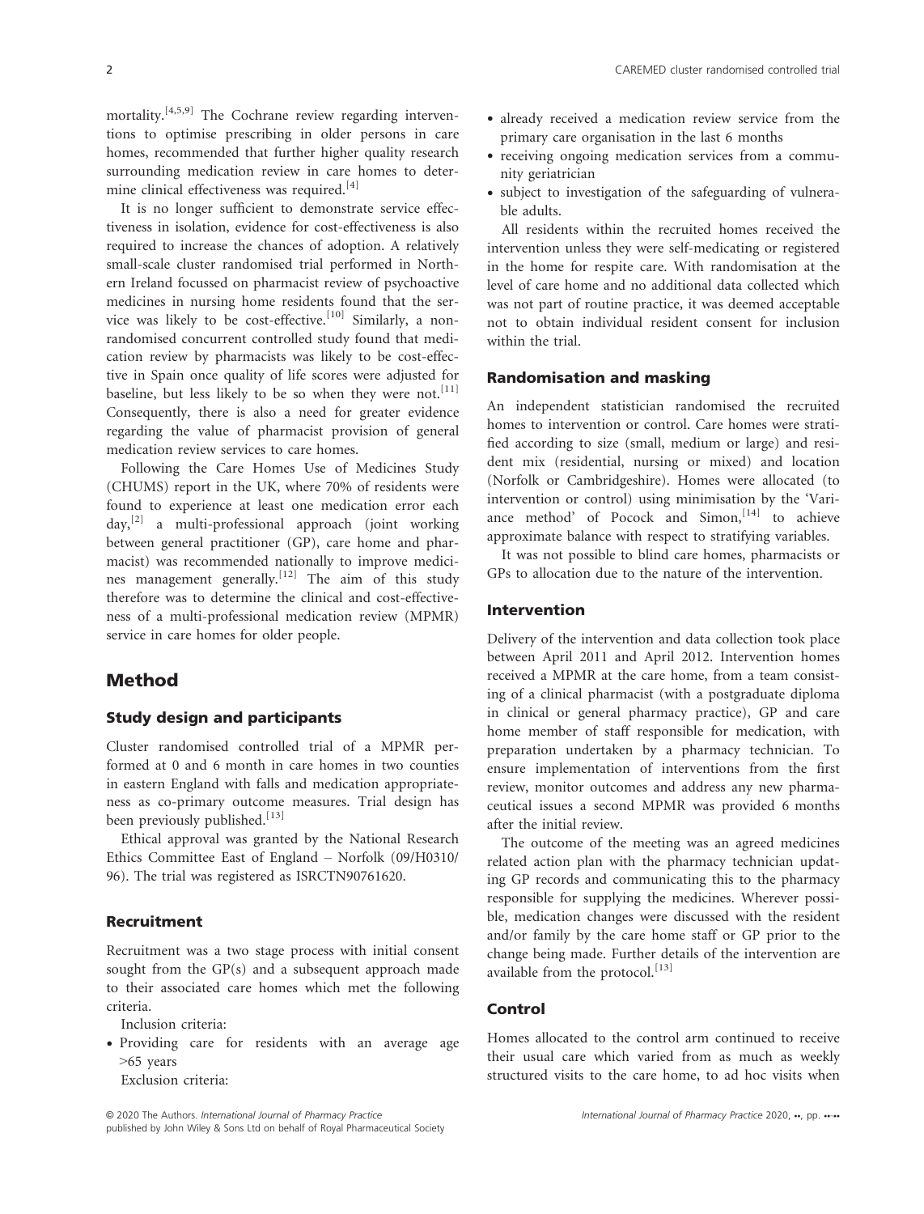mortality.[4,5,9] The Cochrane review regarding interventions to optimise prescribing in older persons in care homes, recommended that further higher quality research surrounding medication review in care homes to determine clinical effectiveness was required.[4]

It is no longer sufficient to demonstrate service effectiveness in isolation, evidence for cost-effectiveness is also required to increase the chances of adoption. A relatively small-scale cluster randomised trial performed in Northern Ireland focussed on pharmacist review of psychoactive medicines in nursing home residents found that the service was likely to be cost-effective.[10] Similarly, a non-randomised concurrent controlled study found that medication review by pharmacists was likely to be cost-effective in Spain once quality of life scores were adjusted for baseline, but less likely to be so when they were not.[11] Consequently, there is also a need for greater evidence regarding the value of pharmacist provision of general medication review services to care homes.

Following the Care Homes Use of Medicines Study (CHUMS) report in the UK, where 70% of residents were found to experience at least one medication error each day,[2] a multi-professional approach (joint working between general practitioner (GP), care home and pharmacist) was recommended nationally to improve medicines management generally.[12] The aim of this study therefore was to determine the clinical and cost-effectiveness of a multi-professional medication review (MPMR) service in care homes for older people.

## Method

### Study design and participants

Cluster randomised controlled trial of a MPMR performed at 0 and 6 month in care homes in two counties in eastern England with falls and medication appropriateness as co-primary outcome measures. Trial design has been previously published.[13]

Ethical approval was granted by the National Research Ethics Committee East of England – Norfolk (09/H0310/96). The trial was registered as ISRCTN90761620.

### Recruitment

Recruitment was a two stage process with initial consent sought from the GP(s) and a subsequent approach made to their associated care homes which met the following criteria.

Inclusion criteria:

- Providing care for residents with an average age >65 years

Exclusion criteria:

- already received a medication review service from the primary care organisation in the last 6 months
- receiving ongoing medication services from a community geriatrician
- subject to investigation of the safeguarding of vulnerable adults.

All residents within the recruited homes received the intervention unless they were self-medicating or registered in the home for respite care. With randomisation at the level of care home and no additional data collected which was not part of routine practice, it was deemed acceptable not to obtain individual resident consent for inclusion within the trial.

### Randomisation and masking

An independent statistician randomised the recruited homes to intervention or control. Care homes were stratified according to size (small, medium or large) and resident mix (residential, nursing or mixed) and location (Norfolk or Cambridgeshire). Homes were allocated (to intervention or control) using minimisation by the 'Variance method' of Pocock and Simon,[14] to achieve approximate balance with respect to stratifying variables.

It was not possible to blind care homes, pharmacists or GPs to allocation due to the nature of the intervention.

### Intervention

Delivery of the intervention and data collection took place between April 2011 and April 2012. Intervention homes received a MPMR at the care home, from a team consisting of a clinical pharmacist (with a postgraduate diploma in clinical or general pharmacy practice), GP and care home member of staff responsible for medication, with preparation undertaken by a pharmacy technician. To ensure implementation of interventions from the first review, monitor outcomes and address any new pharmaceutical issues a second MPMR was provided 6 months after the initial review.

The outcome of the meeting was an agreed medicines related action plan with the pharmacy technician updating GP records and communicating this to the pharmacy responsible for supplying the medicines. Wherever possible, medication changes were discussed with the resident and/or family by the care home staff or GP prior to the change being made. Further details of the intervention are available from the protocol.[13]

### Control

Homes allocated to the control arm continued to receive their usual care which varied from as much as weekly structured visits to the care home, to ad hoc visits when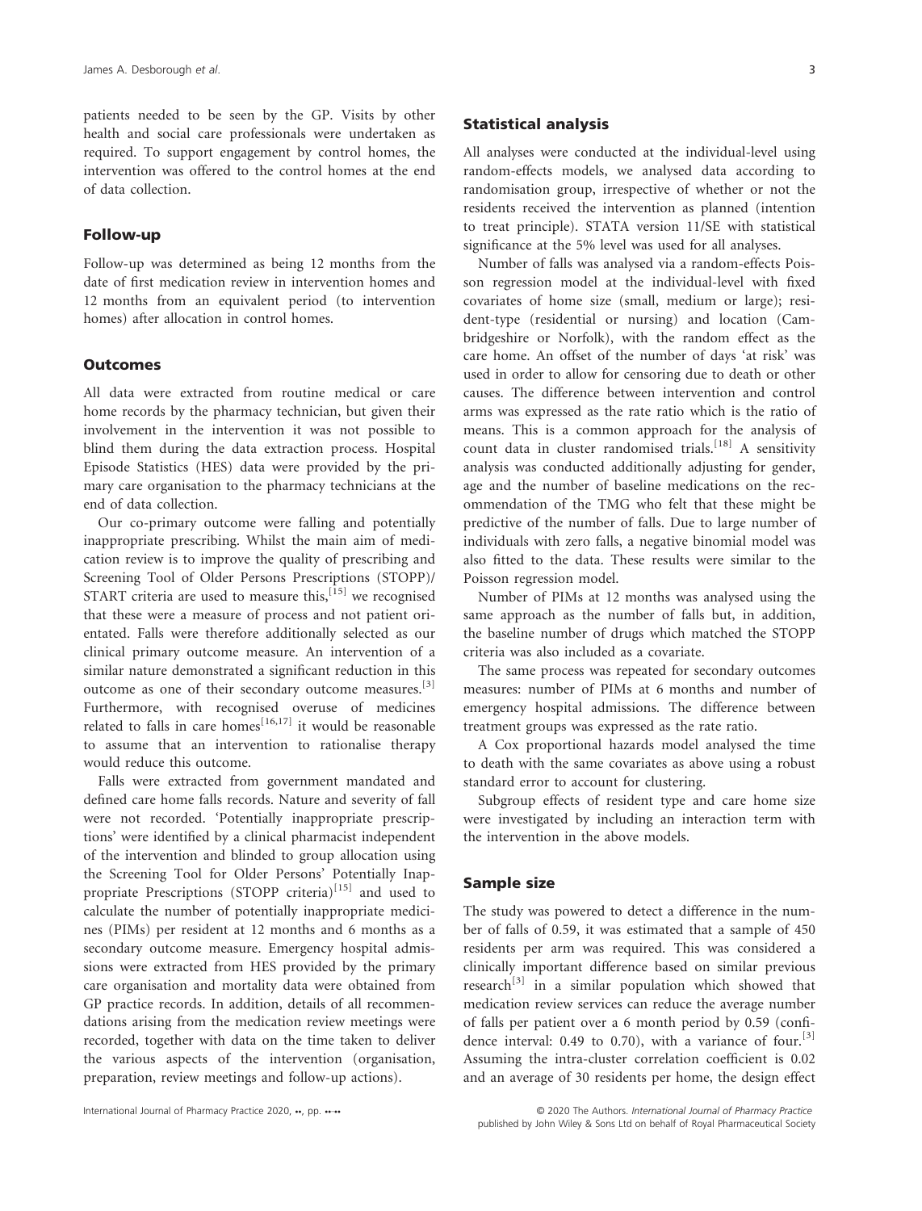patients needed to be seen by the GP. Visits by other health and social care professionals were undertaken as required. To support engagement by control homes, the intervention was offered to the control homes at the end of data collection.

### Follow-up

Follow-up was determined as being 12 months from the date of first medication review in intervention homes and 12 months from an equivalent period (to intervention homes) after allocation in control homes.

### Outcomes

All data were extracted from routine medical or care home records by the pharmacy technician, but given their involvement in the intervention it was not possible to blind them during the data extraction process. Hospital Episode Statistics (HES) data were provided by the primary care organisation to the pharmacy technicians at the end of data collection.

Our co-primary outcome were falling and potentially inappropriate prescribing. Whilst the main aim of medication review is to improve the quality of prescribing and Screening Tool of Older Persons Prescriptions (STOPP)/START criteria are used to measure this,[15] we recognised that these were a measure of process and not patient orientated. Falls were therefore additionally selected as our clinical primary outcome measure. An intervention of a similar nature demonstrated a significant reduction in this outcome as one of their secondary outcome measures.[3] Furthermore, with recognised overuse of medicines related to falls in care homes[16,17] it would be reasonable to assume that an intervention to rationalise therapy would reduce this outcome.

Falls were extracted from government mandated and defined care home falls records. Nature and severity of fall were not recorded. 'Potentially inappropriate prescriptions' were identified by a clinical pharmacist independent of the intervention and blinded to group allocation using the Screening Tool for Older Persons' Potentially Inappropriate Prescriptions (STOPP criteria)[15] and used to calculate the number of potentially inappropriate medicines (PIMs) per resident at 12 months and 6 months as a secondary outcome measure. Emergency hospital admissions were extracted from HES provided by the primary care organisation and mortality data were obtained from GP practice records. In addition, details of all recommendations arising from the medication review meetings were recorded, together with data on the time taken to deliver the various aspects of the intervention (organisation, preparation, review meetings and follow-up actions).

### Statistical analysis

All analyses were conducted at the individual-level using random-effects models, we analysed data according to randomisation group, irrespective of whether or not the residents received the intervention as planned (intention to treat principle). STATA version 11/SE with statistical significance at the 5% level was used for all analyses.

Number of falls was analysed via a random-effects Poisson regression model at the individual-level with fixed covariates of home size (small, medium or large); resident-type (residential or nursing) and location (Cambridgeshire or Norfolk), with the random effect as the care home. An offset of the number of days 'at risk' was used in order to allow for censoring due to death or other causes. The difference between intervention and control arms was expressed as the rate ratio which is the ratio of means. This is a common approach for the analysis of count data in cluster randomised trials.[18] A sensitivity analysis was conducted additionally adjusting for gender, age and the number of baseline medications on the recommendation of the TMG who felt that these might be predictive of the number of falls. Due to large number of individuals with zero falls, a negative binomial model was also fitted to the data. These results were similar to the Poisson regression model.

Number of PIMs at 12 months was analysed using the same approach as the number of falls but, in addition, the baseline number of drugs which matched the STOPP criteria was also included as a covariate.

The same process was repeated for secondary outcomes measures: number of PIMs at 6 months and number of emergency hospital admissions. The difference between treatment groups was expressed as the rate ratio.

A Cox proportional hazards model analysed the time to death with the same covariates as above using a robust standard error to account for clustering.

Subgroup effects of resident type and care home size were investigated by including an interaction term with the intervention in the above models.

### Sample size

The study was powered to detect a difference in the number of falls of 0.59, it was estimated that a sample of 450 residents per arm was required. This was considered a clinically important difference based on similar previous research[3] in a similar population which showed that medication review services can reduce the average number of falls per patient over a 6 month period by 0.59 (confidence interval: 0.49 to 0.70), with a variance of four.[3] Assuming the intra-cluster correlation coefficient is 0.02 and an average of 30 residents per home, the design effect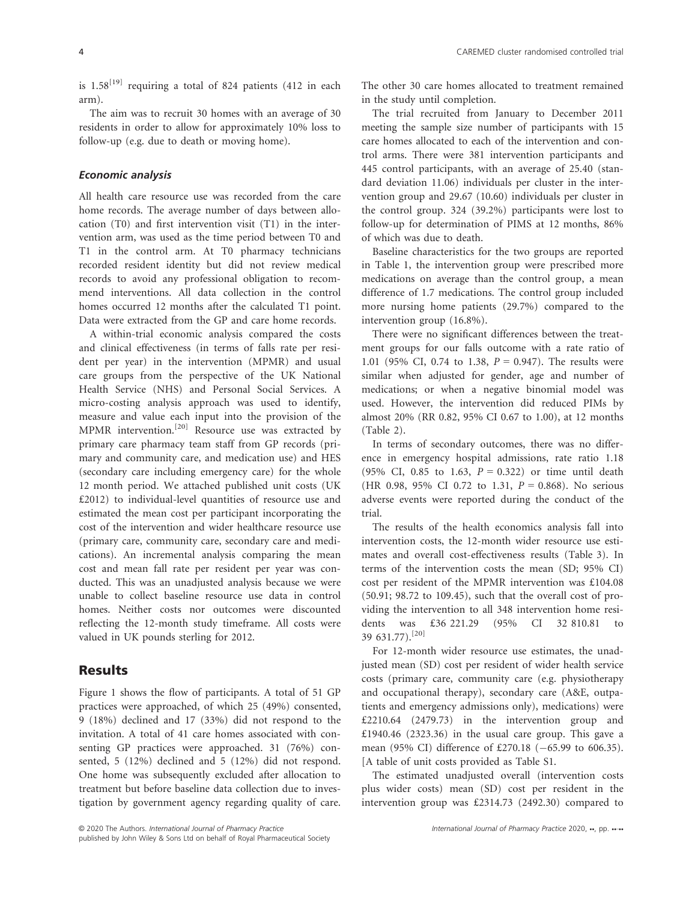is 1.58[19] requiring a total of 824 patients (412 in each arm).

The aim was to recruit 30 homes with an average of 30 residents in order to allow for approximately 10% loss to follow-up (e.g. due to death or moving home).

### *Economic analysis*

All health care resource use was recorded from the care home records. The average number of days between allocation (T0) and first intervention visit (T1) in the intervention arm, was used as the time period between T0 and T1 in the control arm. At T0 pharmacy technicians recorded resident identity but did not review medical records to avoid any professional obligation to recommend interventions. All data collection in the control homes occurred 12 months after the calculated T1 point. Data were extracted from the GP and care home records.

A within-trial economic analysis compared the costs and clinical effectiveness (in terms of falls rate per resident per year) in the intervention (MPMR) and usual care groups from the perspective of the UK National Health Service (NHS) and Personal Social Services. A micro-costing analysis approach was used to identify, measure and value each input into the provision of the MPMR intervention.[20] Resource use was extracted by primary care pharmacy team staff from GP records (primary and community care, and medication use) and HES (secondary care including emergency care) for the whole 12 month period. We attached published unit costs (UK £2012) to individual-level quantities of resource use and estimated the mean cost per participant incorporating the cost of the intervention and wider healthcare resource use (primary care, community care, secondary care and medications). An incremental analysis comparing the mean cost and mean fall rate per resident per year was conducted. This was an unadjusted analysis because we were unable to collect baseline resource use data in control homes. Neither costs nor outcomes were discounted reflecting the 12-month study timeframe. All costs were valued in UK pounds sterling for 2012.

## Results

Figure 1 shows the flow of participants. A total of 51 GP practices were approached, of which 25 (49%) consented, 9 (18%) declined and 17 (33%) did not respond to the invitation. A total of 41 care homes associated with consenting GP practices were approached. 31 (76%) consented, 5 (12%) declined and 5 (12%) did not respond. One home was subsequently excluded after allocation to treatment but before baseline data collection due to investigation by government agency regarding quality of care. The other 30 care homes allocated to treatment remained in the study until completion.

The trial recruited from January to December 2011 meeting the sample size number of participants with 15 care homes allocated to each of the intervention and control arms. There were 381 intervention participants and 445 control participants, with an average of 25.40 (standard deviation 11.06) individuals per cluster in the intervention group and 29.67 (10.60) individuals per cluster in the control group. 324 (39.2%) participants were lost to follow-up for determination of PIMS at 12 months, 86% of which was due to death.

Baseline characteristics for the two groups are reported in Table 1, the intervention group were prescribed more medications on average than the control group, a mean difference of 1.7 medications. The control group included more nursing home patients (29.7%) compared to the intervention group (16.8%).

There were no significant differences between the treatment groups for our falls outcome with a rate ratio of 1.01 (95% CI, 0.74 to 1.38, $P = 0.947$). The results were similar when adjusted for gender, age and number of medications; or when a negative binomial model was used. However, the intervention did reduced PIMs by almost 20% (RR 0.82, 95% CI 0.67 to 1.00), at 12 months (Table 2).

In terms of secondary outcomes, there was no difference in emergency hospital admissions, rate ratio 1.18 (95% CI, 0.85 to 1.63, $P = 0.322$) or time until death (HR 0.98, 95% CI 0.72 to 1.31, $P = 0.868$). No serious adverse events were reported during the conduct of the trial.

The results of the health economics analysis fall into intervention costs, the 12-month wider resource use estimates and overall cost-effectiveness results (Table 3). In terms of the intervention costs the mean (SD; 95% CI) cost per resident of the MPMR intervention was £104.08 (50.91; 98.72 to 109.45), such that the overall cost of providing the intervention to all 348 intervention home residents was £36 221.29 (95% CI 32 810.81 to 39 631.77).[20]

For 12-month wider resource use estimates, the unadjusted mean (SD) cost per resident of wider health service costs (primary care, community care (e.g. physiotherapy and occupational therapy), secondary care (A&E, outpatients and emergency admissions only), medications) were £2210.64 (2479.73) in the intervention group and £1940.46 (2323.36) in the usual care group. This gave a mean (95% CI) difference of £270.18 (−65.99 to 606.35). [A table of unit costs provided as Table S1.

The estimated unadjusted overall (intervention costs plus wider costs) mean (SD) cost per resident in the intervention group was £2314.73 (2492.30) compared to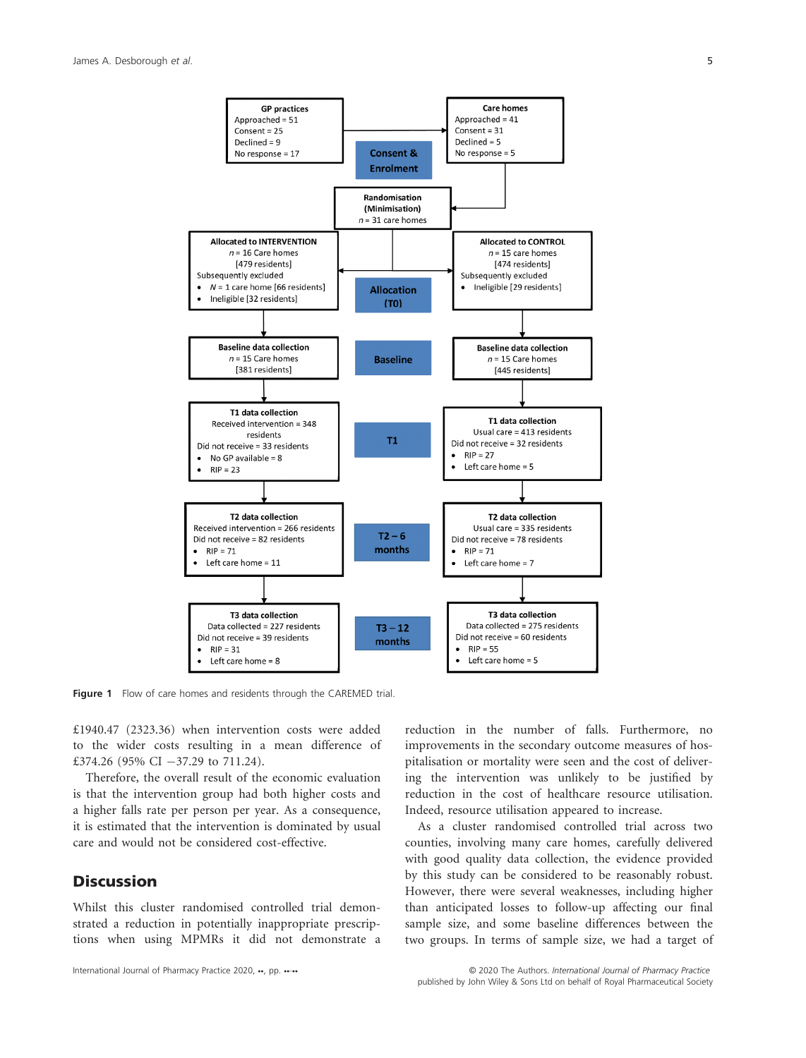**GP practices**
Approached = 51
Consent = 25
Declined = 9
No response = 17

**Care homes**
Approached = 41
Consent = 31
Declined = 5
No response = 5

**Consent & Enrolment**

**Randomisation (Minimisation)**
$n$ = 31 care homes

**Allocated to INTERVENTION**
$n$ = 16 Care homes
[479 residents]
Subsequently excluded
- $N$ = 1 care home [66 residents]
- Ineligible [32 residents]

**Allocation (T0)**

**Allocated to CONTROL**
$n$ = 15 care homes
[474 residents]
Subsequently excluded
- Ineligible [29 residents]

**Baseline data collection**
$n$ = 15 Care homes
[381 residents]

**Baseline**

**Baseline data collection**
$n$ = 15 Care homes
[445 residents]

**T1 data collection**
Received intervention = 348 residents
Did not receive = 33 residents
- No GP available = 8
- RIP = 23

**T1**

**T1 data collection**
Usual care = 413 residents
Did not receive = 32 residents
- RIP = 27
- Left care home = 5

**T2 data collection**
Received intervention = 266 residents
Did not receive = 82 residents
- RIP = 71
- Left care home = 11

**T2 – 6 months**

**T2 data collection**
Usual care = 335 residents
Did not receive = 78 residents
- RIP = 71
- Left care home = 7

**T3 data collection**
Data collected = 227 residents
Did not receive = 39 residents
- RIP = 31
- Left care home = 8

**T3 – 12 months**

**T3 data collection**
Data collected = 275 residents
Did not receive = 60 residents
- RIP = 55
- Left care home = 5

**Figure 1** Flow of care homes and residents through the CAREMED trial.

£1940.47 (2323.36) when intervention costs were added to the wider costs resulting in a mean difference of £374.26 (95% CI −37.29 to 711.24).

Therefore, the overall result of the economic evaluation is that the intervention group had both higher costs and a higher falls rate per person per year. As a consequence, it is estimated that the intervention is dominated by usual care and would not be considered cost-effective.

## Discussion

Whilst this cluster randomised controlled trial demonstrated a reduction in potentially inappropriate prescriptions when using MPMRs it did not demonstrate a reduction in the number of falls. Furthermore, no improvements in the secondary outcome measures of hospitalisation or mortality were seen and the cost of delivering the intervention was unlikely to be justified by reduction in the cost of healthcare resource utilisation. Indeed, resource utilisation appeared to increase.

As a cluster randomised controlled trial across two counties, involving many care homes, carefully delivered with good quality data collection, the evidence provided by this study can be considered to be reasonably robust. However, there were several weaknesses, including higher than anticipated losses to follow-up affecting our final sample size, and some baseline differences between the two groups. In terms of sample size, we had a target of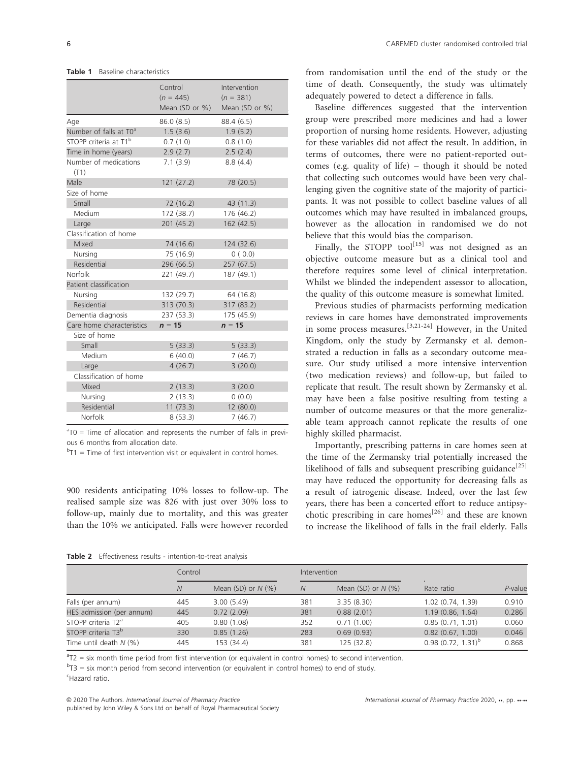**Table 1** Baseline characteristics

| | Control ($n$ = 445) Mean (SD or %) | Intervention ($n$ = 381) Mean (SD or %) |
|---|---|---|
| Age | 86.0 (8.5) | 88.4 (6.5) |
| Number of falls at T0[a] | 1.5 (3.6) | 1.9 (5.2) |
| STOPP criteria at T1[b] | 0.7 (1.0) | 0.8 (1.0) |
| Time in home (years) | 2.9 (2.7) | 2.5 (2.4) |
| Number of medications (T1) | 7.1 (3.9) | 8.8 (4.4) |
| Male | 121 (27.2) | 78 (20.5) |
| Size of home | | |
| Small | 72 (16.2) | 43 (11.3) |
| Medium | 172 (38.7) | 176 (46.2) |
| Large | 201 (45.2) | 162 (42.5) |
| Classification of home | | |
| Mixed | 74 (16.6) | 124 (32.6) |
| Nursing | 75 (16.9) | 0 ( 0.0) |
| Residential | 296 (66.5) | 257 (67.5) |
| Norfolk | 221 (49.7) | 187 (49.1) |
| Patient classification | | |
| Nursing | 132 (29.7) | 64 (16.8) |
| Residential | 313 (70.3) | 317 (83.2) |
| Dementia diagnosis | 237 (53.3) | 175 (45.9) |
| Care home characteristics | $n$ = 15 | $n$ = 15 |
| Size of home | | |
| Small | 5 (33.3) | 5 (33.3) |
| Medium | 6 (40.0) | 7 (46.7) |
| Large | 4 (26.7) | 3 (20.0) |
| Classification of home | | |
| Mixed | 2 (13.3) | 3 (20.0 |
| Nursing | 2 (13.3) | 0 (0.0) |
| Residential | 11 (73.3) | 12 (80.0) |
| Norfolk | 8 (53.3) | 7 (46.7) |

[a]T0 = Time of allocation and represents the number of falls in previous 6 months from allocation date.

[b]T1 = Time of first intervention visit or equivalent in control homes.

900 residents anticipating 10% losses to follow-up. The realised sample size was 826 with just over 30% loss to follow-up, mainly due to mortality, and this was greater than the 10% we anticipated. Falls were however recorded from randomisation until the end of the study or the time of death. Consequently, the study was ultimately adequately powered to detect a difference in falls.

Baseline differences suggested that the intervention group were prescribed more medicines and had a lower proportion of nursing home residents. However, adjusting for these variables did not affect the result. In addition, in terms of outcomes, there were no patient-reported outcomes (e.g. quality of life) – though it should be noted that collecting such outcomes would have been very challenging given the cognitive state of the majority of participants. It was not possible to collect baseline values of all outcomes which may have resulted in imbalanced groups, however as the allocation in randomised we do not believe that this would bias the comparison.

Finally, the STOPP tool[15] was not designed as an objective outcome measure but as a clinical tool and therefore requires some level of clinical interpretation. Whilst we blinded the independent assessor to allocation, the quality of this outcome measure is somewhat limited.

Previous studies of pharmacists performing medication reviews in care homes have demonstrated improvements in some process measures.[3,21-24] However, in the United Kingdom, only the study by Zermansky et al. demonstrated a reduction in falls as a secondary outcome measure. Our study utilised a more intensive intervention (two medication reviews) and follow-up, but failed to replicate that result. The result shown by Zermansky et al. may have been a false positive resulting from testing a number of outcome measures or that the more generalizable team approach cannot replicate the results of one highly skilled pharmacist.

Importantly, prescribing patterns in care homes seen at the time of the Zermansky trial potentially increased the likelihood of falls and subsequent prescribing guidance[25] may have reduced the opportunity for decreasing falls as a result of iatrogenic disease. Indeed, over the last few years, there has been a concerted effort to reduce antipsychotic prescribing in care homes[26] and these are known to increase the likelihood of falls in the frail elderly. Falls

**Table 2** Effectiveness results - intention-to-treat analysis

| | Control | | Intervention | | | |
|---|---|---|---|---|---|---|
| | $N$ | Mean (SD) or $N$ (%) | $N$ | Mean (SD) or $N$ (%) | Rate ratio | $P$-value |
| Falls (per annum) | 445 | 3.00 (5.49) | 381 | 3.35 (8.30) | 1.02 (0.74, 1.39) | 0.910 |
| HES admission (per annum) | 445 | 0.72 (2.09) | 381 | 0.88 (2.01) | 1.19 (0.86, 1.64) | 0.286 |
| STOPP criteria T2[a] | 405 | 0.80 (1.08) | 352 | 0.71 (1.00) | 0.85 (0.71, 1.01) | 0.060 |
| STOPP criteria T3[b] | 330 | 0.85 (1.26) | 283 | 0.69 (0.93) | 0.82 (0.67, 1.00) | 0.046 |
| Time until death $N$ (%) | 445 | 153 (34.4) | 381 | 125 (32.8) | 0.98 (0.72, 1.31)[b] | 0.868 |

[a]T2 = six month time period from first intervention (or equivalent in control homes) to second intervention.

[b]T3 = six month period from second intervention (or equivalent in control homes) to end of study.

[c]Hazard ratio.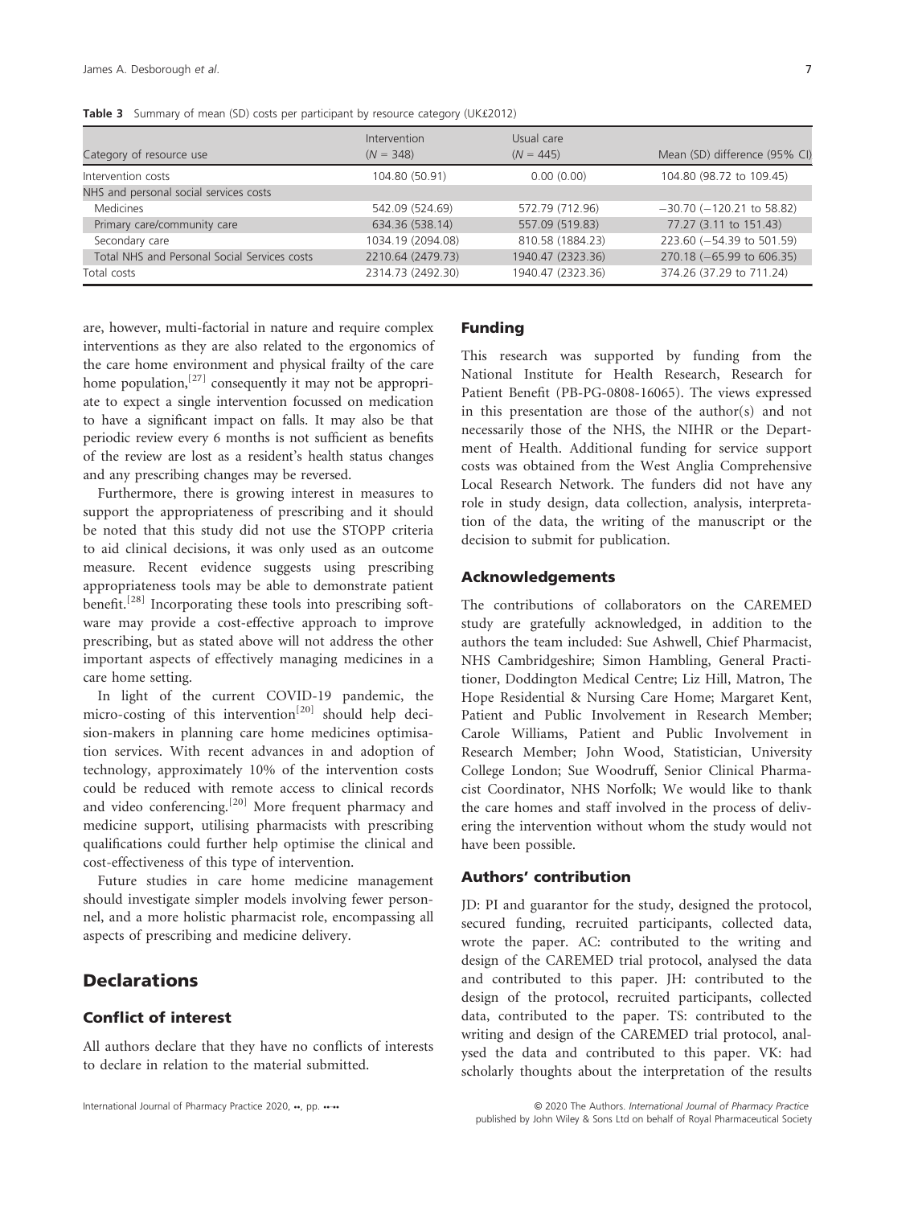**Table 3** Summary of mean (SD) costs per participant by resource category (UK£2012)

| Category of resource use | Intervention ($N$ = 348) | Usual care ($N$ = 445) | Mean (SD) difference (95% CI) |
|---|---|---|---|
| Intervention costs | 104.80 (50.91) | 0.00 (0.00) | 104.80 (98.72 to 109.45) |
| NHS and personal social services costs | | | |
| Medicines | 542.09 (524.69) | 572.79 (712.96) | −30.70 (−120.21 to 58.82) |
| Primary care/community care | 634.36 (538.14) | 557.09 (519.83) | 77.27 (3.11 to 151.43) |
| Secondary care | 1034.19 (2094.08) | 810.58 (1884.23) | 223.60 (−54.39 to 501.59) |
| Total NHS and Personal Social Services costs | 2210.64 (2479.73) | 1940.47 (2323.36) | 270.18 (−65.99 to 606.35) |
| Total costs | 2314.73 (2492.30) | 1940.47 (2323.36) | 374.26 (37.29 to 711.24) |

are, however, multi-factorial in nature and require complex interventions as they are also related to the ergonomics of the care home environment and physical frailty of the care home population,[27] consequently it may not be appropriate to expect a single intervention focussed on medication to have a significant impact on falls. It may also be that periodic review every 6 months is not sufficient as benefits of the review are lost as a resident's health status changes and any prescribing changes may be reversed.

Furthermore, there is growing interest in measures to support the appropriateness of prescribing and it should be noted that this study did not use the STOPP criteria to aid clinical decisions, it was only used as an outcome measure. Recent evidence suggests using prescribing appropriateness tools may be able to demonstrate patient benefit.[28] Incorporating these tools into prescribing software may provide a cost-effective approach to improve prescribing, but as stated above will not address the other important aspects of effectively managing medicines in a care home setting.

In light of the current COVID-19 pandemic, the micro-costing of this intervention[20] should help decision-makers in planning care home medicines optimisation services. With recent advances in and adoption of technology, approximately 10% of the intervention costs could be reduced with remote access to clinical records and video conferencing.[20] More frequent pharmacy and medicine support, utilising pharmacists with prescribing qualifications could further help optimise the clinical and cost-effectiveness of this type of intervention.

Future studies in care home medicine management should investigate simpler models involving fewer personnel, and a more holistic pharmacist role, encompassing all aspects of prescribing and medicine delivery.

# Declarations

## Conflict of interest

All authors declare that they have no conflicts of interests to declare in relation to the material submitted.

## Funding

This research was supported by funding from the National Institute for Health Research, Research for Patient Benefit (PB-PG-0808-16065). The views expressed in this presentation are those of the author(s) and not necessarily those of the NHS, the NIHR or the Department of Health. Additional funding for service support costs was obtained from the West Anglia Comprehensive Local Research Network. The funders did not have any role in study design, data collection, analysis, interpretation of the data, the writing of the manuscript or the decision to submit for publication.

## Acknowledgements

The contributions of collaborators on the CAREMED study are gratefully acknowledged, in addition to the authors the team included: Sue Ashwell, Chief Pharmacist, NHS Cambridgeshire; Simon Hambling, General Practitioner, Doddington Medical Centre; Liz Hill, Matron, The Hope Residential & Nursing Care Home; Margaret Kent, Patient and Public Involvement in Research Member; Carole Williams, Patient and Public Involvement in Research Member; John Wood, Statistician, University College London; Sue Woodruff, Senior Clinical Pharmacist Coordinator, NHS Norfolk; We would like to thank the care homes and staff involved in the process of delivering the intervention without whom the study would not have been possible.

## Authors' contribution

JD: PI and guarantor for the study, designed the protocol, secured funding, recruited participants, collected data, wrote the paper. AC: contributed to the writing and design of the CAREMED trial protocol, analysed the data and contributed to this paper. JH: contributed to the design of the protocol, recruited participants, collected data, contributed to the paper. TS: contributed to the writing and design of the CAREMED trial protocol, analysed the data and contributed to this paper. VK: had scholarly thoughts about the interpretation of the results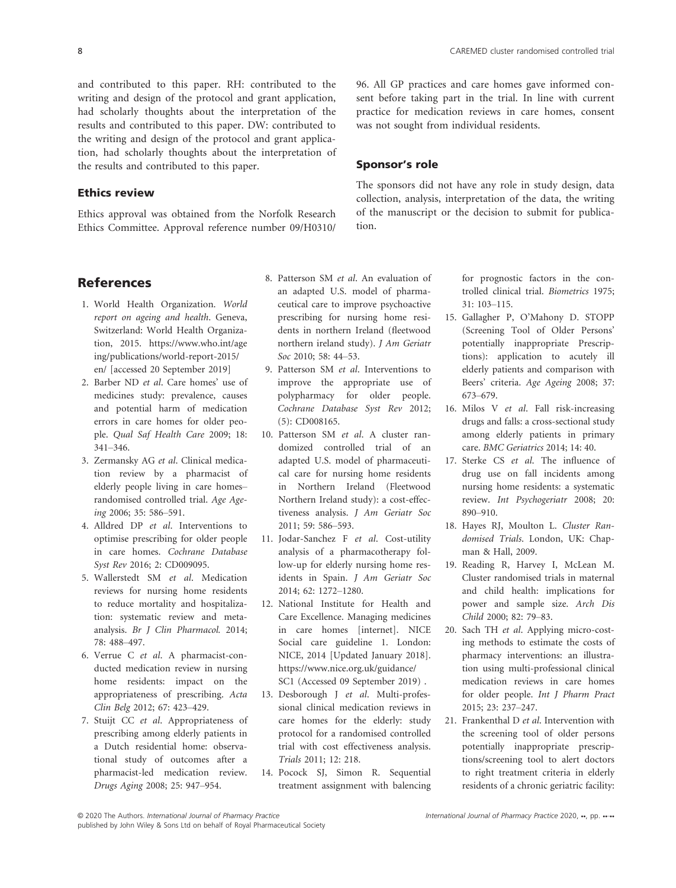and contributed to this paper. RH: contributed to the writing and design of the protocol and grant application, had scholarly thoughts about the interpretation of the results and contributed to this paper. DW: contributed to the writing and design of the protocol and grant application, had scholarly thoughts about the interpretation of the results and contributed to this paper.

### Ethics review

Ethics approval was obtained from the Norfolk Research Ethics Committee. Approval reference number 09/H0310/96. All GP practices and care homes gave informed consent before taking part in the trial. In line with current practice for medication reviews in care homes, consent was not sought from individual residents.

### Sponsor's role

The sponsors did not have any role in study design, data collection, analysis, interpretation of the data, the writing of the manuscript or the decision to submit for publication.

## References

1. World Health Organization. *World report on ageing and health*. Geneva, Switzerland: World Health Organization, 2015. https://www.who.int/ageing/publications/world-report-2015/en/ [accessed 20 September 2019]
2. Barber ND *et al*. Care homes' use of medicines study: prevalence, causes and potential harm of medication errors in care homes for older people. *Qual Saf Health Care* 2009; 18: 341–346.
3. Zermansky AG *et al*. Clinical medication review by a pharmacist of elderly people living in care homes–randomised controlled trial. *Age Ageing* 2006; 35: 586–591.
4. Alldred DP *et al*. Interventions to optimise prescribing for older people in care homes. *Cochrane Database Syst Rev* 2016; 2: CD009095.
5. Wallerstedt SM *et al*. Medication reviews for nursing home residents to reduce mortality and hospitalization: systematic review and meta-analysis. *Br J Clin Pharmacol*. 2014; 78: 488–497.
6. Verrue C *et al*. A pharmacist-conducted medication review in nursing home residents: impact on the appropriateness of prescribing. *Acta Clin Belg* 2012; 67: 423–429.
7. Stuijt CC *et al*. Appropriateness of prescribing among elderly patients in a Dutch residential home: observational study of outcomes after a pharmacist-led medication review. *Drugs Aging* 2008; 25: 947–954.
8. Patterson SM *et al*. An evaluation of an adapted U.S. model of pharmaceutical care to improve psychoactive prescribing for nursing home residents in northern Ireland (fleetwood northern ireland study). *J Am Geriatr Soc* 2010; 58: 44–53.
9. Patterson SM *et al*. Interventions to improve the appropriate use of polypharmacy for older people. *Cochrane Database Syst Rev* 2012; (5): CD008165.
10. Patterson SM *et al*. A cluster randomized controlled trial of an adapted U.S. model of pharmaceutical care for nursing home residents in Northern Ireland (Fleetwood Northern Ireland study): a cost-effectiveness analysis. *J Am Geriatr Soc* 2011; 59: 586–593.
11. Jodar-Sanchez F *et al*. Cost-utility analysis of a pharmacotherapy follow-up for elderly nursing home residents in Spain. *J Am Geriatr Soc* 2014; 62: 1272–1280.
12. National Institute for Health and Care Excellence. Managing medicines in care homes [internet]. NICE Social care guideline 1. London: NICE, 2014 [Updated January 2018]. https://www.nice.org.uk/guidance/SC1 (Accessed 09 September 2019) .
13. Desborough J *et al*. Multi-professional clinical medication reviews in care homes for the elderly: study protocol for a randomised controlled trial with cost effectiveness analysis. *Trials* 2011; 12: 218.
14. Pocock SJ, Simon R. Sequential treatment assignment with balencing for prognostic factors in the controlled clinical trial. *Biometrics* 1975; 31: 103–115.
15. Gallagher P, O'Mahony D. STOPP (Screening Tool of Older Persons' potentially inappropriate Prescriptions): application to acutely ill elderly patients and comparison with Beers' criteria. *Age Ageing* 2008; 37: 673–679.
16. Milos V *et al*. Fall risk-increasing drugs and falls: a cross-sectional study among elderly patients in primary care. *BMC Geriatrics* 2014; 14: 40.
17. Sterke CS *et al*. The influence of drug use on fall incidents among nursing home residents: a systematic review. *Int Psychogeriatr* 2008; 20: 890–910.
18. Hayes RJ, Moulton L. *Cluster Randomised Trials*. London, UK: Chapman & Hall, 2009.
19. Reading R, Harvey I, McLean M. Cluster randomised trials in maternal and child health: implications for power and sample size. *Arch Dis Child* 2000; 82: 79–83.
20. Sach TH *et al*. Applying micro-costing methods to estimate the costs of pharmacy interventions: an illustration using multi-professional clinical medication reviews in care homes for older people. *Int J Pharm Pract* 2015; 23: 237–247.
21. Frankenthal D *et al*. Intervention with the screening tool of older persons potentially inappropriate prescriptions/screening tool to alert doctors to right treatment criteria in elderly residents of a chronic geriatric facility: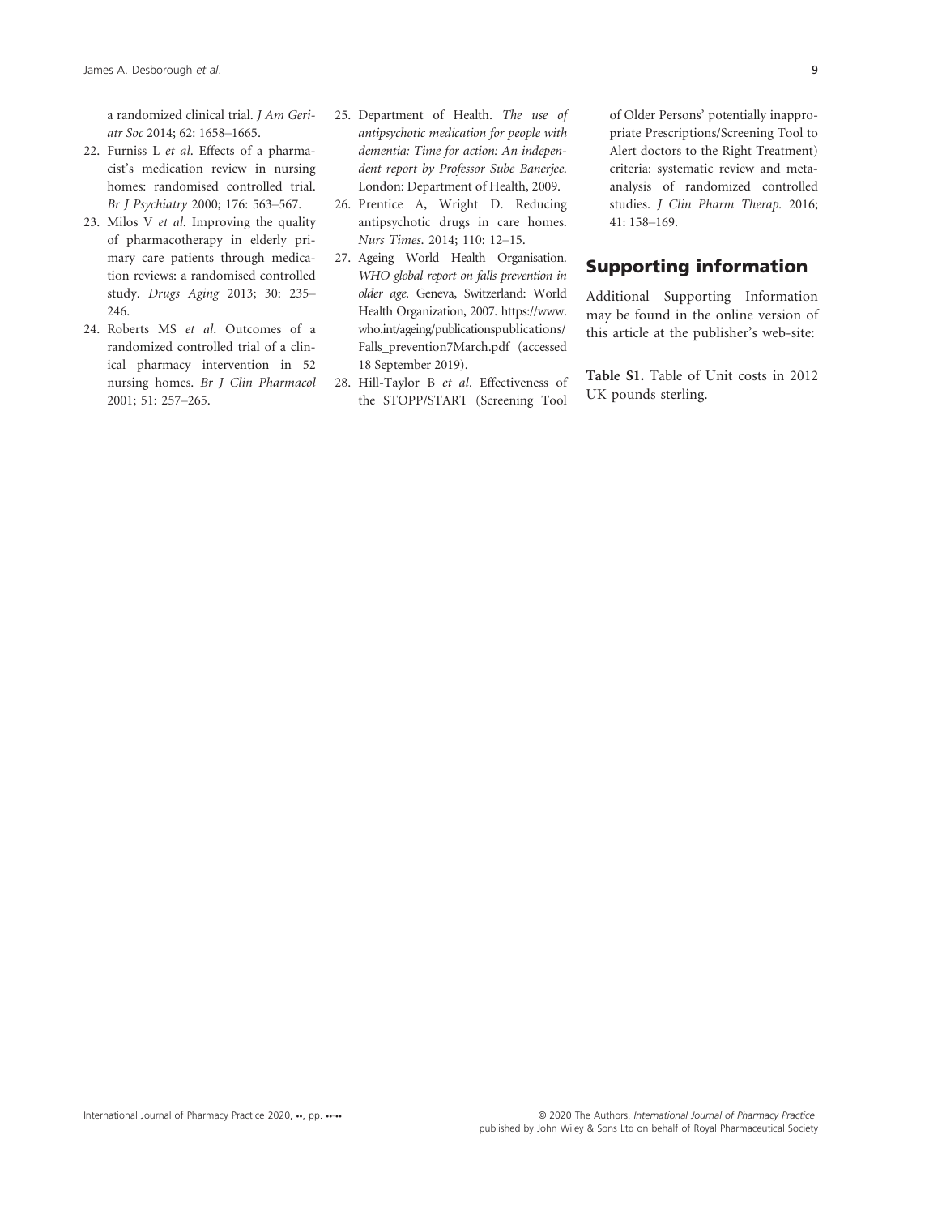a randomized clinical trial. *J Am Geriatr Soc* 2014; 62: 1658–1665.

22. Furniss L *et al*. Effects of a pharmacist's medication review in nursing homes: randomised controlled trial. *Br J Psychiatry* 2000; 176: 563–567.
23. Milos V *et al*. Improving the quality of pharmacotherapy in elderly primary care patients through medication reviews: a randomised controlled study. *Drugs Aging* 2013; 30: 235–246.
24. Roberts MS *et al*. Outcomes of a randomized controlled trial of a clinical pharmacy intervention in 52 nursing homes. *Br J Clin Pharmacol* 2001; 51: 257–265.
25. Department of Health. *The use of antipsychotic medication for people with dementia: Time for action: An independent report by Professor Sube Banerjee*. London: Department of Health, 2009.
26. Prentice A, Wright D. Reducing antipsychotic drugs in care homes. *Nurs Times*. 2014; 110: 12–15.
27. Ageing World Health Organisation. *WHO global report on falls prevention in older age*. Geneva, Switzerland: World Health Organization, 2007. https://www.who.int/ageing/publicationspublications/Falls_prevention7March.pdf (accessed 18 September 2019).
28. Hill-Taylor B *et al*. Effectiveness of the STOPP/START (Screening Tool of Older Persons' potentially inappropriate Prescriptions/Screening Tool to Alert doctors to the Right Treatment) criteria: systematic review and meta-analysis of randomized controlled studies. *J Clin Pharm Therap*. 2016; 41: 158–169.

## Supporting information

Additional Supporting Information may be found in the online version of this article at the publisher's web-site:

**Table S1.** Table of Unit costs in 2012 UK pounds sterling.